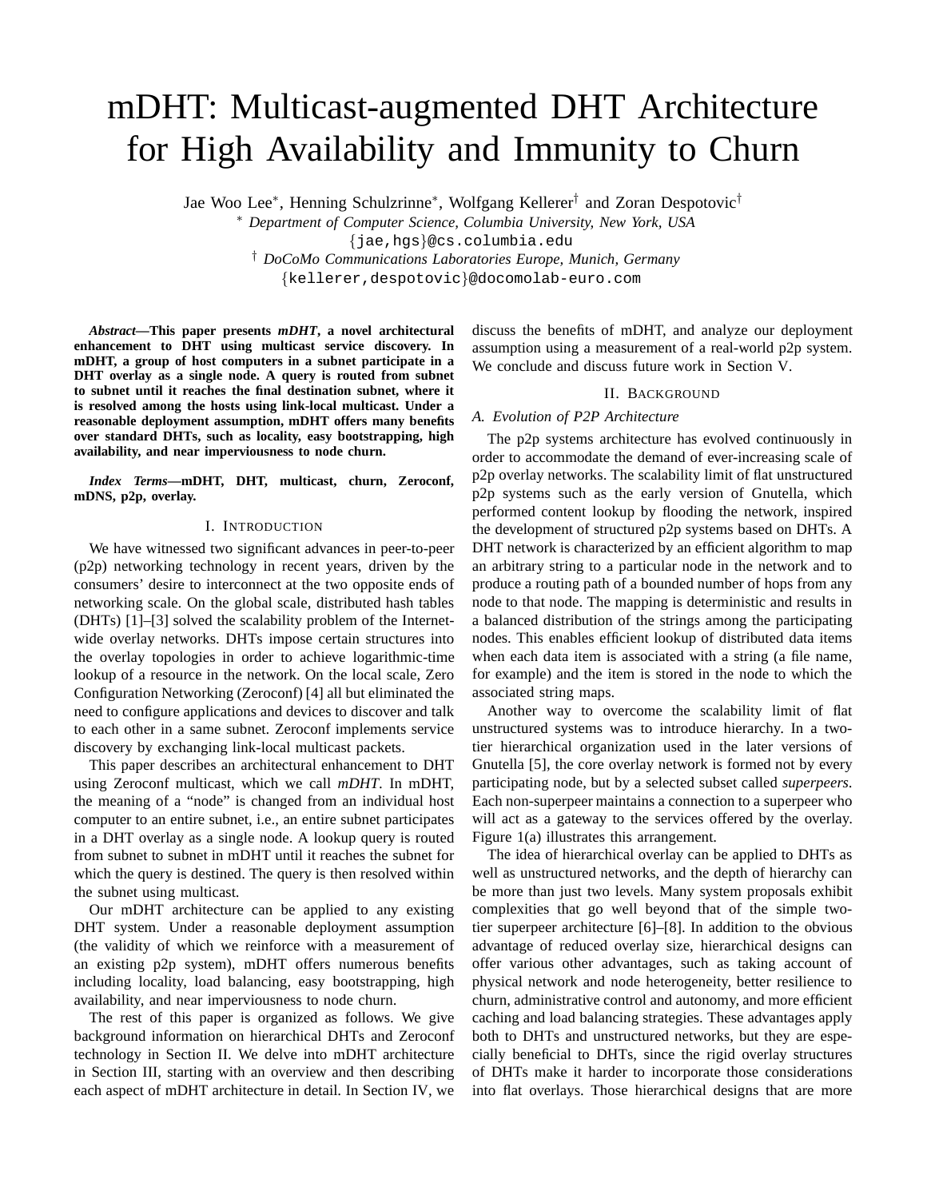# mDHT: Multicast-augmented DHT Architecture for High Availability and Immunity to Churn

Jae Woo Lee*, Henning Schulzrinne*, Wolfgang Kellerer† and Zoran Despotovic†

* *Department of Computer Science, Columbia University, New York, USA*
{jae,hgs}@cs.columbia.edu

† *DoCoMo Communications Laboratories Europe, Munich, Germany*
{kellerer,despotovic}@docomolab-euro.com

***Abstract*—This paper presents *mDHT*, a novel architectural enhancement to DHT using multicast service discovery. In mDHT, a group of host computers in a subnet participate in a DHT overlay as a single node. A query is routed from subnet to subnet until it reaches the final destination subnet, where it is resolved among the hosts using link-local multicast. Under a reasonable deployment assumption, mDHT offers many benefits over standard DHTs, such as locality, easy bootstrapping, high availability, and near imperviousness to node churn.**

***Index Terms*—mDHT, DHT, multicast, churn, Zeroconf, mDNS, p2p, overlay.**

## I. Introduction

We have witnessed two significant advances in peer-to-peer (p2p) networking technology in recent years, driven by the consumers' desire to interconnect at the two opposite ends of networking scale. On the global scale, distributed hash tables (DHTs) [1]–[3] solved the scalability problem of the Internet-wide overlay networks. DHTs impose certain structures into the overlay topologies in order to achieve logarithmic-time lookup of a resource in the network. On the local scale, Zero Configuration Networking (Zeroconf) [4] all but eliminated the need to configure applications and devices to discover and talk to each other in a same subnet. Zeroconf implements service discovery by exchanging link-local multicast packets.

This paper describes an architectural enhancement to DHT using Zeroconf multicast, which we call *mDHT*. In mDHT, the meaning of a "node" is changed from an individual host computer to an entire subnet, i.e., an entire subnet participates in a DHT overlay as a single node. A lookup query is routed from subnet to subnet in mDHT until it reaches the subnet for which the query is destined. The query is then resolved within the subnet using multicast.

Our mDHT architecture can be applied to any existing DHT system. Under a reasonable deployment assumption (the validity of which we reinforce with a measurement of an existing p2p system), mDHT offers numerous benefits including locality, load balancing, easy bootstrapping, high availability, and near imperviousness to node churn.

The rest of this paper is organized as follows. We give background information on hierarchical DHTs and Zeroconf technology in Section II. We delve into mDHT architecture in Section III, starting with an overview and then describing each aspect of mDHT architecture in detail. In Section IV, we discuss the benefits of mDHT, and analyze our deployment assumption using a measurement of a real-world p2p system. We conclude and discuss future work in Section V.

## II. Background

### *A. Evolution of P2P Architecture*

The p2p systems architecture has evolved continuously in order to accommodate the demand of ever-increasing scale of p2p overlay networks. The scalability limit of flat unstructured p2p systems such as the early version of Gnutella, which performed content lookup by flooding the network, inspired the development of structured p2p systems based on DHTs. A DHT network is characterized by an efficient algorithm to map an arbitrary string to a particular node in the network and to produce a routing path of a bounded number of hops from any node to that node. The mapping is deterministic and results in a balanced distribution of the strings among the participating nodes. This enables efficient lookup of distributed data items when each data item is associated with a string (a file name, for example) and the item is stored in the node to which the associated string maps.

Another way to overcome the scalability limit of flat unstructured systems was to introduce hierarchy. In a two-tier hierarchical organization used in the later versions of Gnutella [5], the core overlay network is formed not by every participating node, but by a selected subset called *superpeers*. Each non-superpeer maintains a connection to a superpeer who will act as a gateway to the services offered by the overlay. Figure 1(a) illustrates this arrangement.

The idea of hierarchical overlay can be applied to DHTs as well as unstructured networks, and the depth of hierarchy can be more than just two levels. Many system proposals exhibit complexities that go well beyond that of the simple two-tier superpeer architecture [6]–[8]. In addition to the obvious advantage of reduced overlay size, hierarchical designs can offer various other advantages, such as taking account of physical network and node heterogeneity, better resilience to churn, administrative control and autonomy, and more efficient caching and load balancing strategies. These advantages apply both to DHTs and unstructured networks, but they are especially beneficial to DHTs, since the rigid overlay structures of DHTs make it harder to incorporate those considerations into flat overlays. Those hierarchical designs that are more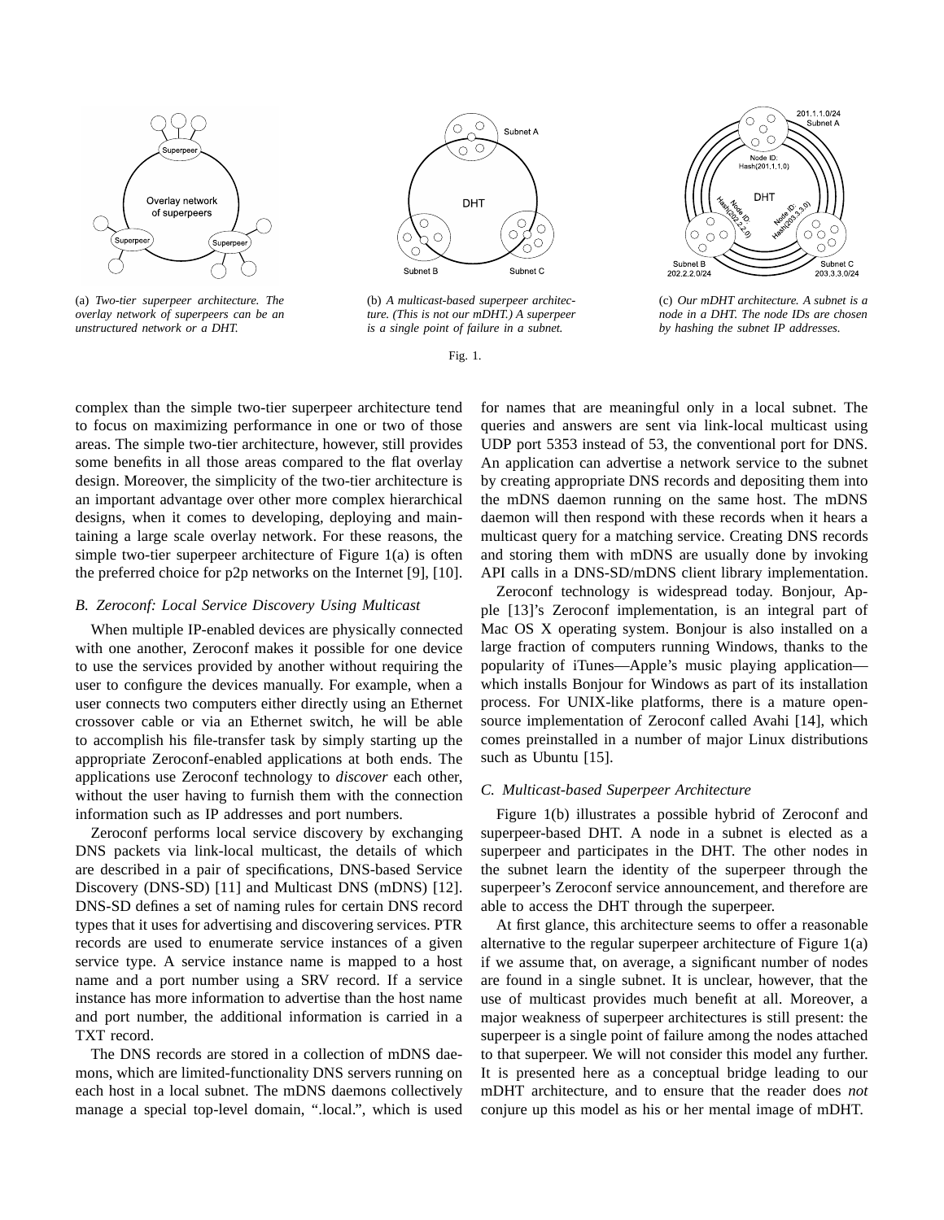(a) *Two-tier superpeer architecture. The overlay network of superpeers can be an unstructured network or a DHT.*

(b) *A multicast-based superpeer architecture. (This is not our mDHT.) A superpeer is a single point of failure in a subnet.*

(c) *Our mDHT architecture. A subnet is a node in a DHT. The node IDs are chosen by hashing the subnet IP addresses.*

Fig. 1.

complex than the simple two-tier superpeer architecture tend to focus on maximizing performance in one or two of those areas. The simple two-tier architecture, however, still provides some benefits in all those areas compared to the flat overlay design. Moreover, the simplicity of the two-tier architecture is an important advantage over other more complex hierarchical designs, when it comes to developing, deploying and maintaining a large scale overlay network. For these reasons, the simple two-tier superpeer architecture of Figure 1(a) is often the preferred choice for p2p networks on the Internet [9], [10].

### B. Zeroconf: Local Service Discovery Using Multicast

When multiple IP-enabled devices are physically connected with one another, Zeroconf makes it possible for one device to use the services provided by another without requiring the user to configure the devices manually. For example, when a user connects two computers either directly using an Ethernet crossover cable or via an Ethernet switch, he will be able to accomplish his file-transfer task by simply starting up the appropriate Zeroconf-enabled applications at both ends. The applications use Zeroconf technology to *discover* each other, without the user having to furnish them with the connection information such as IP addresses and port numbers.

Zeroconf performs local service discovery by exchanging DNS packets via link-local multicast, the details of which are described in a pair of specifications, DNS-based Service Discovery (DNS-SD) [11] and Multicast DNS (mDNS) [12]. DNS-SD defines a set of naming rules for certain DNS record types that it uses for advertising and discovering services. PTR records are used to enumerate service instances of a given service type. A service instance name is mapped to a host name and a port number using a SRV record. If a service instance has more information to advertise than the host name and port number, the additional information is carried in a TXT record.

The DNS records are stored in a collection of mDNS daemons, which are limited-functionality DNS servers running on each host in a local subnet. The mDNS daemons collectively manage a special top-level domain, ".local.", which is used for names that are meaningful only in a local subnet. The queries and answers are sent via link-local multicast using UDP port 5353 instead of 53, the conventional port for DNS. An application can advertise a network service to the subnet by creating appropriate DNS records and depositing them into the mDNS daemon running on the same host. The mDNS daemon will then respond with these records when it hears a multicast query for a matching service. Creating DNS records and storing them with mDNS are usually done by invoking API calls in a DNS-SD/mDNS client library implementation.

Zeroconf technology is widespread today. Bonjour, Apple [13]'s Zeroconf implementation, is an integral part of Mac OS X operating system. Bonjour is also installed on a large fraction of computers running Windows, thanks to the popularity of iTunes—Apple's music playing application—which installs Bonjour for Windows as part of its installation process. For UNIX-like platforms, there is a mature open-source implementation of Zeroconf called Avahi [14], which comes preinstalled in a number of major Linux distributions such as Ubuntu [15].

### C. Multicast-based Superpeer Architecture

Figure 1(b) illustrates a possible hybrid of Zeroconf and superpeer-based DHT. A node in a subnet is elected as a superpeer and participates in the DHT. The other nodes in the subnet learn the identity of the superpeer through the superpeer's Zeroconf service announcement, and therefore are able to access the DHT through the superpeer.

At first glance, this architecture seems to offer a reasonable alternative to the regular superpeer architecture of Figure 1(a) if we assume that, on average, a significant number of nodes are found in a single subnet. It is unclear, however, that the use of multicast provides much benefit at all. Moreover, a major weakness of superpeer architectures is still present: the superpeer is a single point of failure among the nodes attached to that superpeer. We will not consider this model any further. It is presented here as a conceptual bridge leading to our mDHT architecture, and to ensure that the reader does *not* conjure up this model as his or her mental image of mDHT.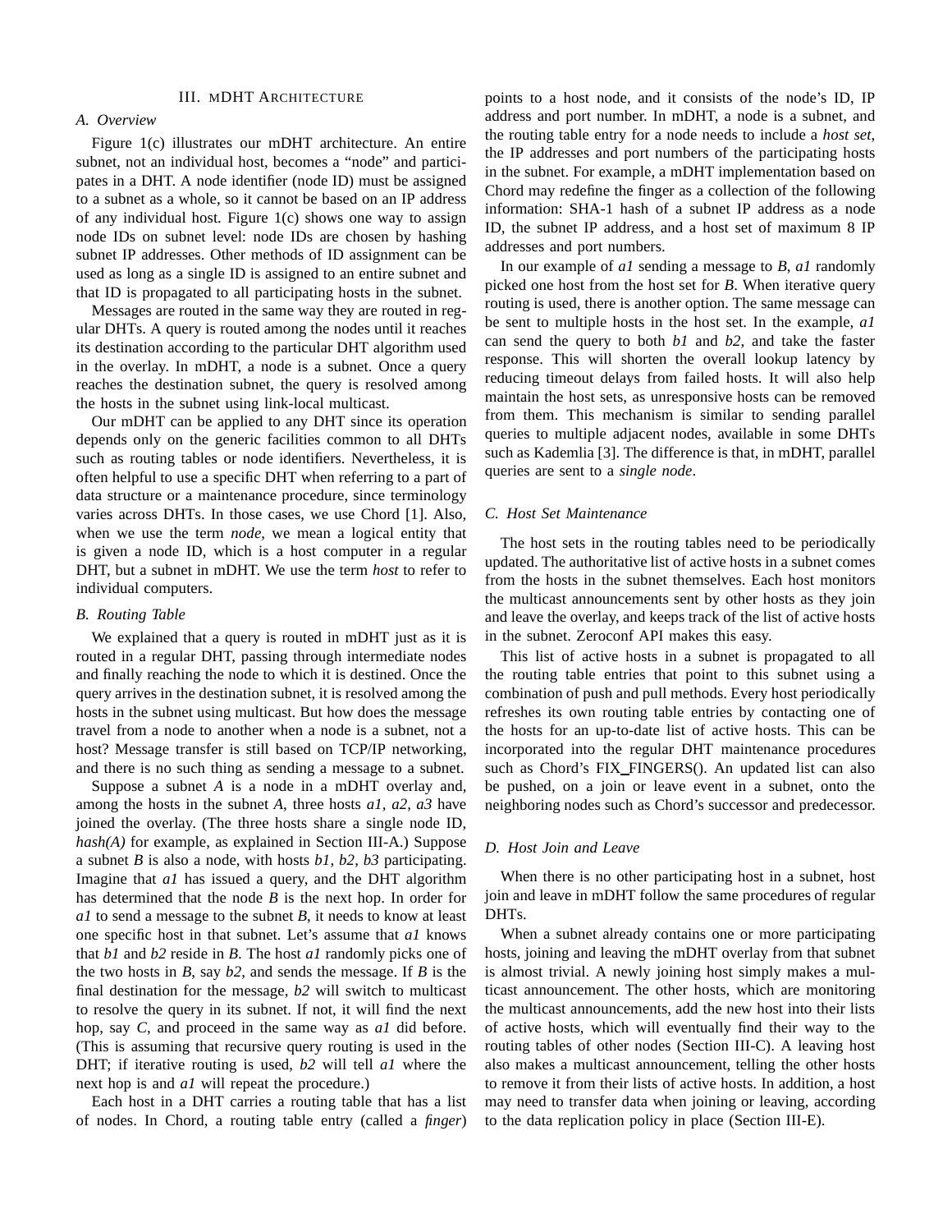## III. mDHT Architecture

### A. Overview

Figure 1(c) illustrates our mDHT architecture. An entire subnet, not an individual host, becomes a "node" and participates in a DHT. A node identifier (node ID) must be assigned to a subnet as a whole, so it cannot be based on an IP address of any individual host. Figure 1(c) shows one way to assign node IDs on subnet level: node IDs are chosen by hashing subnet IP addresses. Other methods of ID assignment can be used as long as a single ID is assigned to an entire subnet and that ID is propagated to all participating hosts in the subnet.

Messages are routed in the same way they are routed in regular DHTs. A query is routed among the nodes until it reaches its destination according to the particular DHT algorithm used in the overlay. In mDHT, a node is a subnet. Once a query reaches the destination subnet, the query is resolved among the hosts in the subnet using link-local multicast.

Our mDHT can be applied to any DHT since its operation depends only on the generic facilities common to all DHTs such as routing tables or node identifiers. Nevertheless, it is often helpful to use a specific DHT when referring to a part of data structure or a maintenance procedure, since terminology varies across DHTs. In those cases, we use Chord [1]. Also, when we use the term *node*, we mean a logical entity that is given a node ID, which is a host computer in a regular DHT, but a subnet in mDHT. We use the term *host* to refer to individual computers.

### B. Routing Table

We explained that a query is routed in mDHT just as it is routed in a regular DHT, passing through intermediate nodes and finally reaching the node to which it is destined. Once the query arrives in the destination subnet, it is resolved among the hosts in the subnet using multicast. But how does the message travel from a node to another when a node is a subnet, not a host? Message transfer is still based on TCP/IP networking, and there is no such thing as sending a message to a subnet.

Suppose a subnet *A* is a node in a mDHT overlay and, among the hosts in the subnet *A*, three hosts *a1, a2, a3* have joined the overlay. (The three hosts share a single node ID, *hash(A)* for example, as explained in Section III-A.) Suppose a subnet *B* is also a node, with hosts *b1, b2, b3* participating. Imagine that *a1* has issued a query, and the DHT algorithm has determined that the node *B* is the next hop. In order for *a1* to send a message to the subnet *B*, it needs to know at least one specific host in that subnet. Let's assume that *a1* knows that *b1* and *b2* reside in *B*. The host *a1* randomly picks one of the two hosts in *B*, say *b2*, and sends the message. If *B* is the final destination for the message, *b2* will switch to multicast to resolve the query in its subnet. If not, it will find the next hop, say *C*, and proceed in the same way as *a1* did before. (This is assuming that recursive query routing is used in the DHT; if iterative routing is used, *b2* will tell *a1* where the next hop is and *a1* will repeat the procedure.)

Each host in a DHT carries a routing table that has a list of nodes. In Chord, a routing table entry (called a *finger*) points to a host node, and it consists of the node's ID, IP address and port number. In mDHT, a node is a subnet, and the routing table entry for a node needs to include a *host set*, the IP addresses and port numbers of the participating hosts in the subnet. For example, a mDHT implementation based on Chord may redefine the finger as a collection of the following information: SHA-1 hash of a subnet IP address as a node ID, the subnet IP address, and a host set of maximum 8 IP addresses and port numbers.

In our example of *a1* sending a message to *B*, *a1* randomly picked one host from the host set for *B*. When iterative query routing is used, there is another option. The same message can be sent to multiple hosts in the host set. In the example, *a1* can send the query to both *b1* and *b2*, and take the faster response. This will shorten the overall lookup latency by reducing timeout delays from failed hosts. It will also help maintain the host sets, as unresponsive hosts can be removed from them. This mechanism is similar to sending parallel queries to multiple adjacent nodes, available in some DHTs such as Kademlia [3]. The difference is that, in mDHT, parallel queries are sent to a *single node*.

### C. Host Set Maintenance

The host sets in the routing tables need to be periodically updated. The authoritative list of active hosts in a subnet comes from the hosts in the subnet themselves. Each host monitors the multicast announcements sent by other hosts as they join and leave the overlay, and keeps track of the list of active hosts in the subnet. Zeroconf API makes this easy.

This list of active hosts in a subnet is propagated to all the routing table entries that point to this subnet using a combination of push and pull methods. Every host periodically refreshes its own routing table entries by contacting one of the hosts for an up-to-date list of active hosts. This can be incorporated into the regular DHT maintenance procedures such as Chord's FIX_FINGERS(). An updated list can also be pushed, on a join or leave event in a subnet, onto the neighboring nodes such as Chord's successor and predecessor.

### D. Host Join and Leave

When there is no other participating host in a subnet, host join and leave in mDHT follow the same procedures of regular DHTs.

When a subnet already contains one or more participating hosts, joining and leaving the mDHT overlay from that subnet is almost trivial. A newly joining host simply makes a multicast announcement. The other hosts, which are monitoring the multicast announcements, add the new host into their lists of active hosts, which will eventually find their way to the routing tables of other nodes (Section III-C). A leaving host also makes a multicast announcement, telling the other hosts to remove it from their lists of active hosts. In addition, a host may need to transfer data when joining or leaving, according to the data replication policy in place (Section III-E).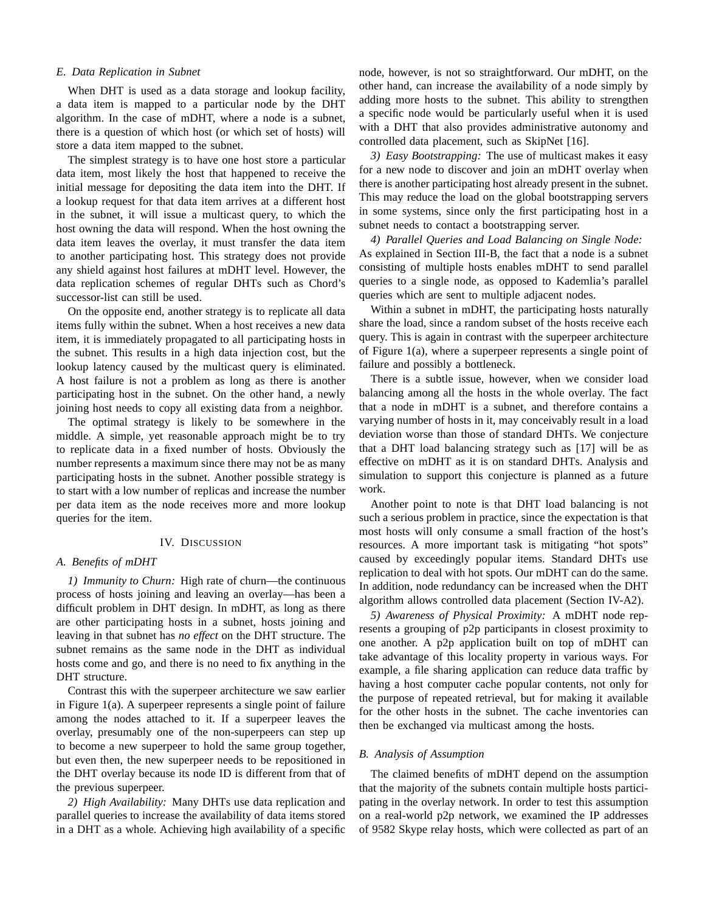### E. Data Replication in Subnet

When DHT is used as a data storage and lookup facility, a data item is mapped to a particular node by the DHT algorithm. In the case of mDHT, where a node is a subnet, there is a question of which host (or which set of hosts) will store a data item mapped to the subnet.

The simplest strategy is to have one host store a particular data item, most likely the host that happened to receive the initial message for depositing the data item into the DHT. If a lookup request for that data item arrives at a different host in the subnet, it will issue a multicast query, to which the host owning the data will respond. When the host owning the data item leaves the overlay, it must transfer the data item to another participating host. This strategy does not provide any shield against host failures at mDHT level. However, the data replication schemes of regular DHTs such as Chord's successor-list can still be used.

On the opposite end, another strategy is to replicate all data items fully within the subnet. When a host receives a new data item, it is immediately propagated to all participating hosts in the subnet. This results in a high data injection cost, but the lookup latency caused by the multicast query is eliminated. A host failure is not a problem as long as there is another participating host in the subnet. On the other hand, a newly joining host needs to copy all existing data from a neighbor.

The optimal strategy is likely to be somewhere in the middle. A simple, yet reasonable approach might be to try to replicate data in a fixed number of hosts. Obviously the number represents a maximum since there may not be as many participating hosts in the subnet. Another possible strategy is to start with a low number of replicas and increase the number per data item as the node receives more and more lookup queries for the item.

## IV. Discussion

### A. Benefits of mDHT

*1) Immunity to Churn:* High rate of churn—the continuous process of hosts joining and leaving an overlay—has been a difficult problem in DHT design. In mDHT, as long as there are other participating hosts in a subnet, hosts joining and leaving in that subnet has *no effect* on the DHT structure. The subnet remains as the same node in the DHT as individual hosts come and go, and there is no need to fix anything in the DHT structure.

Contrast this with the superpeer architecture we saw earlier in Figure 1(a). A superpeer represents a single point of failure among the nodes attached to it. If a superpeer leaves the overlay, presumably one of the non-superpeers can step up to become a new superpeer to hold the same group together, but even then, the new superpeer needs to be repositioned in the DHT overlay because its node ID is different from that of the previous superpeer.

*2) High Availability:* Many DHTs use data replication and parallel queries to increase the availability of data items stored in a DHT as a whole. Achieving high availability of a specific node, however, is not so straightforward. Our mDHT, on the other hand, can increase the availability of a node simply by adding more hosts to the subnet. This ability to strengthen a specific node would be particularly useful when it is used with a DHT that also provides administrative autonomy and controlled data placement, such as SkipNet [16].

*3) Easy Bootstrapping:* The use of multicast makes it easy for a new node to discover and join an mDHT overlay when there is another participating host already present in the subnet. This may reduce the load on the global bootstrapping servers in some systems, since only the first participating host in a subnet needs to contact a bootstrapping server.

*4) Parallel Queries and Load Balancing on Single Node:* As explained in Section III-B, the fact that a node is a subnet consisting of multiple hosts enables mDHT to send parallel queries to a single node, as opposed to Kademlia's parallel queries which are sent to multiple adjacent nodes.

Within a subnet in mDHT, the participating hosts naturally share the load, since a random subset of the hosts receive each query. This is again in contrast with the superpeer architecture of Figure 1(a), where a superpeer represents a single point of failure and possibly a bottleneck.

There is a subtle issue, however, when we consider load balancing among all the hosts in the whole overlay. The fact that a node in mDHT is a subnet, and therefore contains a varying number of hosts in it, may conceivably result in a load deviation worse than those of standard DHTs. We conjecture that a DHT load balancing strategy such as [17] will be as effective on mDHT as it is on standard DHTs. Analysis and simulation to support this conjecture is planned as a future work.

Another point to note is that DHT load balancing is not such a serious problem in practice, since the expectation is that most hosts will only consume a small fraction of the host's resources. A more important task is mitigating "hot spots" caused by exceedingly popular items. Standard DHTs use replication to deal with hot spots. Our mDHT can do the same. In addition, node redundancy can be increased when the DHT algorithm allows controlled data placement (Section IV-A2).

*5) Awareness of Physical Proximity:* A mDHT node represents a grouping of p2p participants in closest proximity to one another. A p2p application built on top of mDHT can take advantage of this locality property in various ways. For example, a file sharing application can reduce data traffic by having a host computer cache popular contents, not only for the purpose of repeated retrieval, but for making it available for the other hosts in the subnet. The cache inventories can then be exchanged via multicast among the hosts.

### B. Analysis of Assumption

The claimed benefits of mDHT depend on the assumption that the majority of the subnets contain multiple hosts participating in the overlay network. In order to test this assumption on a real-world p2p network, we examined the IP addresses of 9582 Skype relay hosts, which were collected as part of an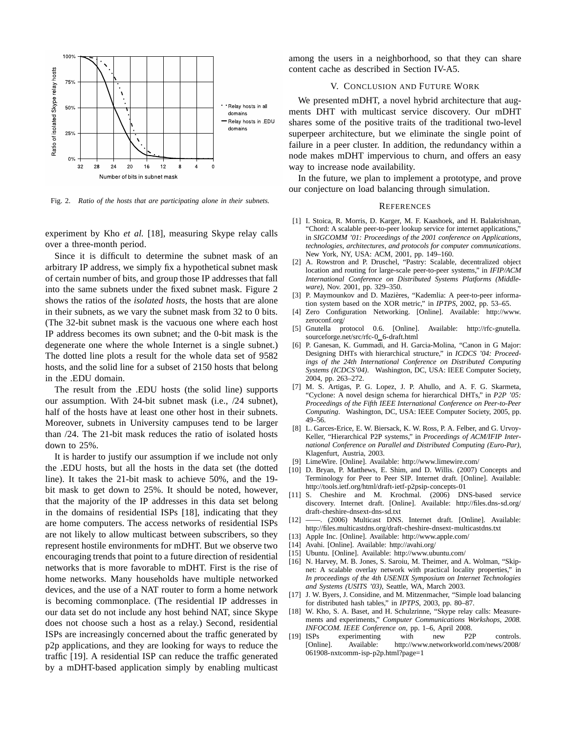100%
75%
50%
25%
0%
32 28 24 20 16 12 8 4 0
Ratio of isolated Skype relay hosts
Number of bits in subnet mask
Relay hosts in all domains
Relay hosts in .EDU domains

Fig. 2. *Ratio of the hosts that are participating alone in their subnets.*

experiment by Kho *et al.* [18], measuring Skype relay calls over a three-month period.

Since it is difficult to determine the subnet mask of an arbitrary IP address, we simply fix a hypothetical subnet mask of certain number of bits, and group those IP addresses that fall into the same subnets under the fixed subnet mask. Figure 2 shows the ratios of the *isolated hosts*, the hosts that are alone in their subnets, as we vary the subnet mask from 32 to 0 bits. (The 32-bit subnet mask is the vacuous one where each host IP address becomes its own subnet; and the 0-bit mask is the degenerate one where the whole Internet is a single subnet.) The dotted line plots a result for the whole data set of 9582 hosts, and the solid line for a subset of 2150 hosts that belong in the .EDU domain.

The result from the .EDU hosts (the solid line) supports our assumption. With 24-bit subnet mask (i.e., /24 subnet), half of the hosts have at least one other host in their subnets. Moreover, subnets in University campuses tend to be larger than /24. The 21-bit mask reduces the ratio of isolated hosts down to 25%.

It is harder to justify our assumption if we include not only the .EDU hosts, but all the hosts in the data set (the dotted line). It takes the 21-bit mask to achieve 50%, and the 19-bit mask to get down to 25%. It should be noted, however, that the majority of the IP addresses in this data set belong in the domains of residential ISPs [18], indicating that they are home computers. The access networks of residential ISPs are not likely to allow multicast between subscribers, so they represent hostile environments for mDHT. But we observe two encouraging trends that point to a future direction of residential networks that is more favorable to mDHT. First is the rise of home networks. Many households have multiple networked devices, and the use of a NAT router to form a home network is becoming commonplace. (The residential IP addresses in our data set do not include any host behind NAT, since Skype does not choose such a host as a relay.) Second, residential ISPs are increasingly concerned about the traffic generated by p2p applications, and they are looking for ways to reduce the traffic [19]. A residential ISP can reduce the traffic generated by a mDHT-based application simply by enabling multicast among the users in a neighborhood, so that they can share content cache as described in Section IV-A5.

## V. Conclusion and Future Work

We presented mDHT, a novel hybrid architecture that augments DHT with multicast service discovery. Our mDHT shares some of the positive traits of the traditional two-level superpeer architecture, but we eliminate the single point of failure in a peer cluster. In addition, the redundancy within a node makes mDHT impervious to churn, and offers an easy way to increase node availability.

In the future, we plan to implement a prototype, and prove our conjecture on load balancing through simulation.

## References

[1] I. Stoica, R. Morris, D. Karger, M. F. Kaashoek, and H. Balakrishnan, "Chord: A scalable peer-to-peer lookup service for internet applications," in *SIGCOMM '01: Proceedings of the 2001 conference on Applications, technologies, architectures, and protocols for computer communications*. New York, NY, USA: ACM, 2001, pp. 149–160.

[2] A. Rowstron and P. Druschel, "Pastry: Scalable, decentralized object location and routing for large-scale peer-to-peer systems," in *IFIP/ACM International Conference on Distributed Systems Platforms (Middleware)*, Nov. 2001, pp. 329–350.

[3] P. Maymounkov and D. Mazières, "Kademlia: A peer-to-peer information system based on the XOR metric," in *IPTPS*, 2002, pp. 53–65.

[4] Zero Configuration Networking. [Online]. Available: http://www.zeroconf.org/

[5] Gnutella protocol 0.6. [Online]. Available: http://rfc-gnutella.sourceforge.net/src/rfc-0_6-draft.html

[6] P. Ganesan, K. Gummadi, and H. Garcia-Molina, "Canon in G Major: Designing DHTs with hierarchical structure," in *ICDCS '04: Proceedings of the 24th International Conference on Distributed Computing Systems (ICDCS'04)*. Washington, DC, USA: IEEE Computer Society, 2004, pp. 263–272.

[7] M. S. Artigas, P. G. Lopez, J. P. Ahullo, and A. F. G. Skarmeta, "Cyclone: A novel design schema for hierarchical DHTs," in *P2P '05: Proceedings of the Fifth IEEE International Conference on Peer-to-Peer Computing*. Washington, DC, USA: IEEE Computer Society, 2005, pp. 49–56.

[8] L. Garces-Erice, E. W. Biersack, K. W. Ross, P. A. Felber, and G. Urvoy-Keller, "Hierarchical P2P systems," in *Proceedings of ACM/IFIP International Conference on Parallel and Distributed Computing (Euro-Par)*, Klagenfurt, Austria, 2003.

[9] LimeWire. [Online]. Available: http://www.limewire.com/

[10] D. Bryan, P. Matthews, E. Shim, and D. Willis. (2007) Concepts and Terminology for Peer to Peer SIP. Internet draft. [Online]. Available: http://tools.ietf.org/html/draft-ietf-p2psip-concepts-01

[11] S. Cheshire and M. Krochmal. (2006) DNS-based service discovery. Internet draft. [Online]. Available: http://files.dns-sd.org/draft-cheshire-dnsext-dns-sd.txt

[12] ——. (2006) Multicast DNS. Internet draft. [Online]. Available: http://files.multicastdns.org/draft-cheshire-dnsext-multicastdns.txt

[13] Apple Inc. [Online]. Available: http://www.apple.com/

[14] Avahi. [Online]. Available: http://avahi.org/

[15] Ubuntu. [Online]. Available: http://www.ubuntu.com/

[16] N. Harvey, M. B. Jones, S. Saroiu, M. Theimer, and A. Wolman, "Skipnet: A scalable overlay network with practical locality properties," in *In proceedings of the 4th USENIX Symposium on Internet Technologies and Systems (USITS '03)*, Seattle, WA, March 2003.

[17] J. W. Byers, J. Considine, and M. Mitzenmacher, "Simple load balancing for distributed hash tables," in *IPTPS*, 2003, pp. 80–87.

[18] W. Kho, S. A. Baset, and H. Schulzrinne, "Skype relay calls: Measurements and experiments," *Computer Communications Workshops, 2008. INFOCOM. IEEE Conference on*, pp. 1–6, April 2008.

[19] ISPs experimenting with new P2P controls. [Online]. Available: http://www.networkworld.com/news/2008/061908-nxtcomm-isp-p2p.html?page=1